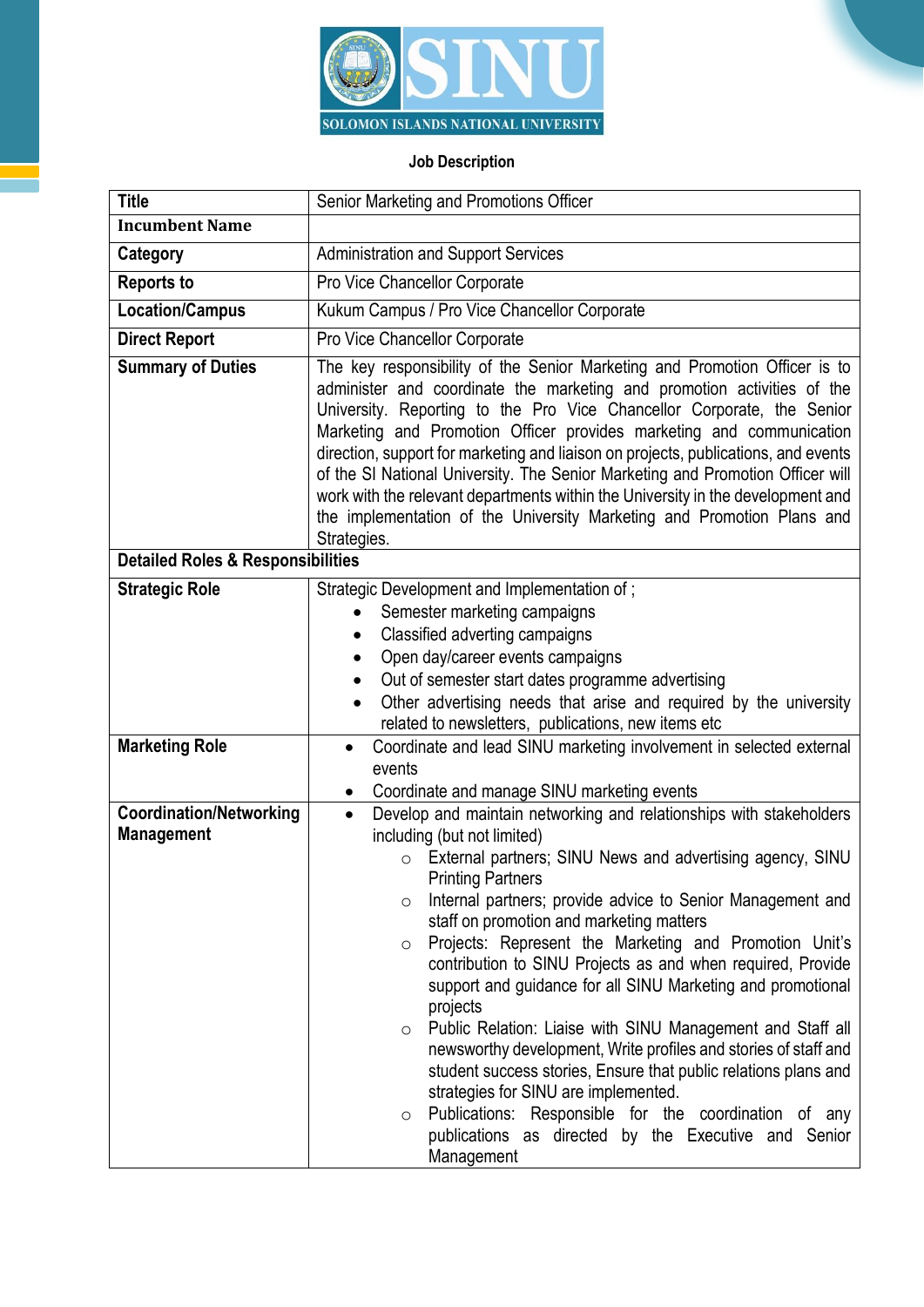SINU
SOLOMON ISLANDS NATIONAL UNIVERSITY

**Job Description**

| Title | Senior Marketing and Promotions Officer |
|---|---|
| **Incumbent Name** | |
| **Category** | Administration and Support Services |
| **Reports to** | Pro Vice Chancellor Corporate |
| **Location/Campus** | Kukum Campus / Pro Vice Chancellor Corporate |
| **Direct Report** | Pro Vice Chancellor Corporate |
| **Summary of Duties** | The key responsibility of the Senior Marketing and Promotion Officer is to administer and coordinate the marketing and promotion activities of the University. Reporting to the Pro Vice Chancellor Corporate, the Senior Marketing and Promotion Officer provides marketing and communication direction, support for marketing and liaison on projects, publications, and events of the SI National University. The Senior Marketing and Promotion Officer will work with the relevant departments within the University in the development and the implementation of the University Marketing and Promotion Plans and Strategies. |
| **Detailed Roles & Responsibilities** | |
| **Strategic Role** | Strategic Development and Implementation of ;<br>• Semester marketing campaigns<br>• Classified adverting campaigns<br>• Open day/career events campaigns<br>• Out of semester start dates programme advertising<br>• Other advertising needs that arise and required by the university related to newsletters, publications, new items etc |
| **Marketing Role** | • Coordinate and lead SINU marketing involvement in selected external events<br>• Coordinate and manage SINU marketing events |
| **Coordination/Networking Management** | • Develop and maintain networking and relationships with stakeholders including (but not limited)<br>○ External partners; SINU News and advertising agency, SINU Printing Partners<br>○ Internal partners; provide advice to Senior Management and staff on promotion and marketing matters<br>○ Projects: Represent the Marketing and Promotion Unit's contribution to SINU Projects as and when required, Provide support and guidance for all SINU Marketing and promotional projects<br>○ Public Relation: Liaise with SINU Management and Staff all newsworthy development, Write profiles and stories of staff and student success stories, Ensure that public relations plans and strategies for SINU are implemented.<br>○ Publications: Responsible for the coordination of any publications as directed by the Executive and Senior Management |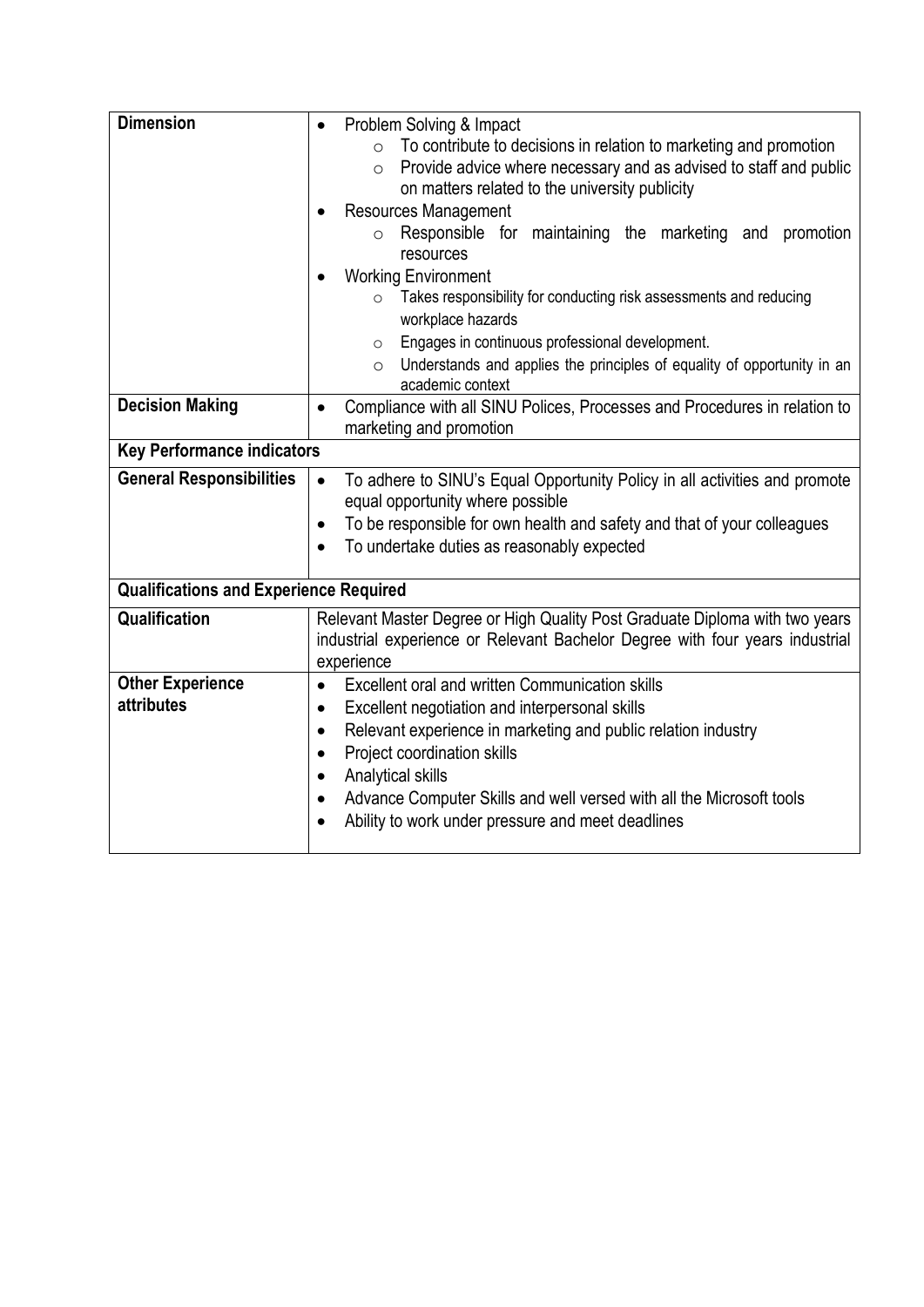| | |
|---|---|
| **Dimension** | • Problem Solving & Impact<br>  ○ To contribute to decisions in relation to marketing and promotion<br>  ○ Provide advice where necessary and as advised to staff and public on matters related to the university publicity<br>• Resources Management<br>  ○ Responsible for maintaining the marketing and promotion resources<br>• Working Environment<br>  ○ Takes responsibility for conducting risk assessments and reducing workplace hazards<br>  ○ Engages in continuous professional development.<br>  ○ Understands and applies the principles of equality of opportunity in an academic context |
| **Decision Making** | • Compliance with all SINU Polices, Processes and Procedures in relation to marketing and promotion |
| **Key Performance indicators** | |
| **General Responsibilities** | • To adhere to SINU's Equal Opportunity Policy in all activities and promote equal opportunity where possible<br>• To be responsible for own health and safety and that of your colleagues<br>• To undertake duties as reasonably expected |
| **Qualifications and Experience Required** | |
| **Qualification** | Relevant Master Degree or High Quality Post Graduate Diploma with two years industrial experience or Relevant Bachelor Degree with four years industrial experience |
| **Other Experience attributes** | • Excellent oral and written Communication skills<br>• Excellent negotiation and interpersonal skills<br>• Relevant experience in marketing and public relation industry<br>• Project coordination skills<br>• Analytical skills<br>• Advance Computer Skills and well versed with all the Microsoft tools<br>• Ability to work under pressure and meet deadlines |